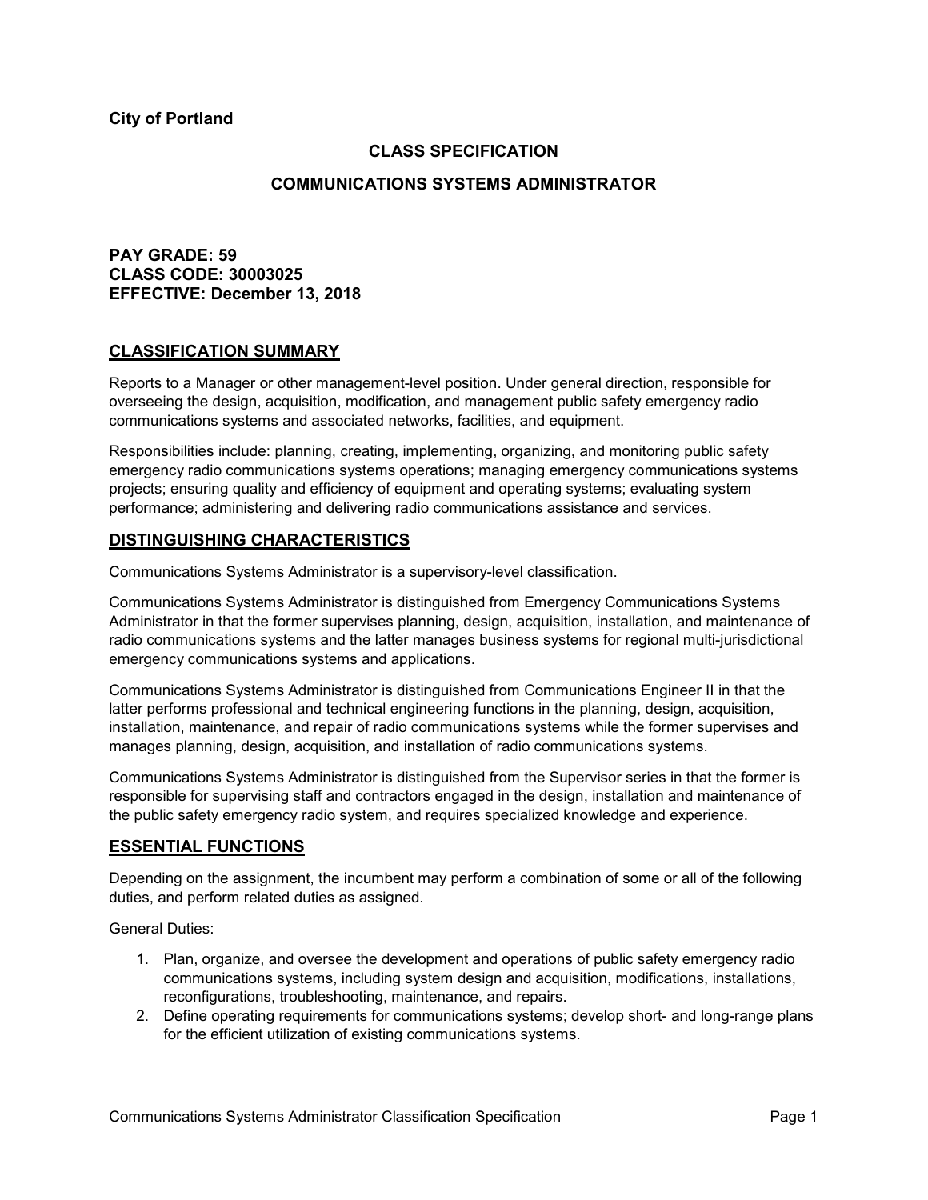**City of Portland**

# CLASS SPECIFICATION

## COMMUNICATIONS SYSTEMS ADMINISTRATOR

**PAY GRADE: 59**
**CLASS CODE: 30003025**
**EFFECTIVE: December 13, 2018**

## CLASSIFICATION SUMMARY

Reports to a Manager or other management-level position. Under general direction, responsible for overseeing the design, acquisition, modification, and management public safety emergency radio communications systems and associated networks, facilities, and equipment.

Responsibilities include: planning, creating, implementing, organizing, and monitoring public safety emergency radio communications systems operations; managing emergency communications systems projects; ensuring quality and efficiency of equipment and operating systems; evaluating system performance; administering and delivering radio communications assistance and services.

## DISTINGUISHING CHARACTERISTICS

Communications Systems Administrator is a supervisory-level classification.

Communications Systems Administrator is distinguished from Emergency Communications Systems Administrator in that the former supervises planning, design, acquisition, installation, and maintenance of radio communications systems and the latter manages business systems for regional multi-jurisdictional emergency communications systems and applications.

Communications Systems Administrator is distinguished from Communications Engineer II in that the latter performs professional and technical engineering functions in the planning, design, acquisition, installation, maintenance, and repair of radio communications systems while the former supervises and manages planning, design, acquisition, and installation of radio communications systems.

Communications Systems Administrator is distinguished from the Supervisor series in that the former is responsible for supervising staff and contractors engaged in the design, installation and maintenance of the public safety emergency radio system, and requires specialized knowledge and experience.

## ESSENTIAL FUNCTIONS

Depending on the assignment, the incumbent may perform a combination of some or all of the following duties, and perform related duties as assigned.

General Duties:

1. Plan, organize, and oversee the development and operations of public safety emergency radio communications systems, including system design and acquisition, modifications, installations, reconfigurations, troubleshooting, maintenance, and repairs.
2. Define operating requirements for communications systems; develop short- and long-range plans for the efficient utilization of existing communications systems.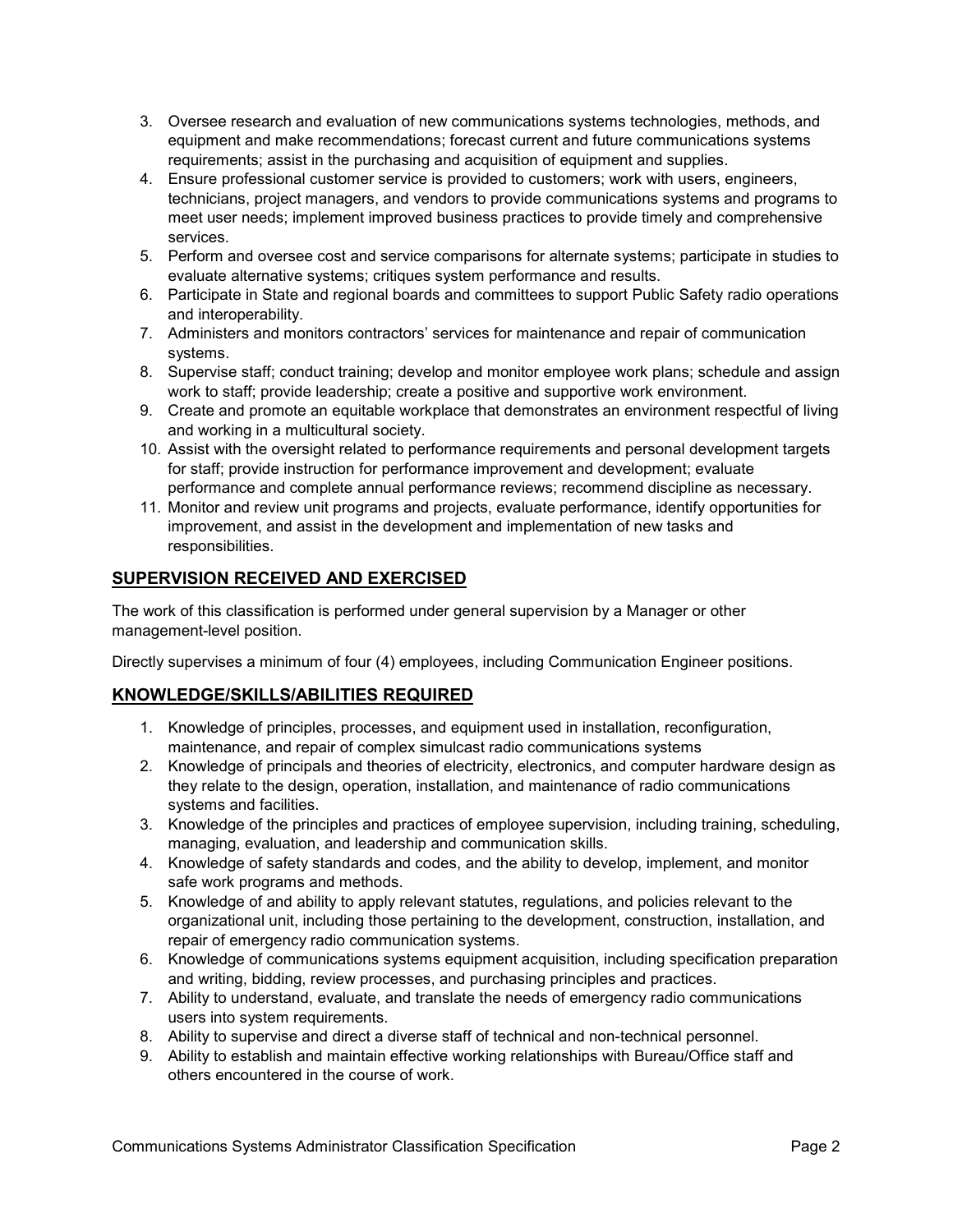3. Oversee research and evaluation of new communications systems technologies, methods, and equipment and make recommendations; forecast current and future communications systems requirements; assist in the purchasing and acquisition of equipment and supplies.
4. Ensure professional customer service is provided to customers; work with users, engineers, technicians, project managers, and vendors to provide communications systems and programs to meet user needs; implement improved business practices to provide timely and comprehensive services.
5. Perform and oversee cost and service comparisons for alternate systems; participate in studies to evaluate alternative systems; critiques system performance and results.
6. Participate in State and regional boards and committees to support Public Safety radio operations and interoperability.
7. Administers and monitors contractors' services for maintenance and repair of communication systems.
8. Supervise staff; conduct training; develop and monitor employee work plans; schedule and assign work to staff; provide leadership; create a positive and supportive work environment.
9. Create and promote an equitable workplace that demonstrates an environment respectful of living and working in a multicultural society.
10. Assist with the oversight related to performance requirements and personal development targets for staff; provide instruction for performance improvement and development; evaluate performance and complete annual performance reviews; recommend discipline as necessary.
11. Monitor and review unit programs and projects, evaluate performance, identify opportunities for improvement, and assist in the development and implementation of new tasks and responsibilities.

## SUPERVISION RECEIVED AND EXERCISED

The work of this classification is performed under general supervision by a Manager or other management-level position.

Directly supervises a minimum of four (4) employees, including Communication Engineer positions.

## KNOWLEDGE/SKILLS/ABILITIES REQUIRED

1. Knowledge of principles, processes, and equipment used in installation, reconfiguration, maintenance, and repair of complex simulcast radio communications systems
2. Knowledge of principals and theories of electricity, electronics, and computer hardware design as they relate to the design, operation, installation, and maintenance of radio communications systems and facilities.
3. Knowledge of the principles and practices of employee supervision, including training, scheduling, managing, evaluation, and leadership and communication skills.
4. Knowledge of safety standards and codes, and the ability to develop, implement, and monitor safe work programs and methods.
5. Knowledge of and ability to apply relevant statutes, regulations, and policies relevant to the organizational unit, including those pertaining to the development, construction, installation, and repair of emergency radio communication systems.
6. Knowledge of communications systems equipment acquisition, including specification preparation and writing, bidding, review processes, and purchasing principles and practices.
7. Ability to understand, evaluate, and translate the needs of emergency radio communications users into system requirements.
8. Ability to supervise and direct a diverse staff of technical and non-technical personnel.
9. Ability to establish and maintain effective working relationships with Bureau/Office staff and others encountered in the course of work.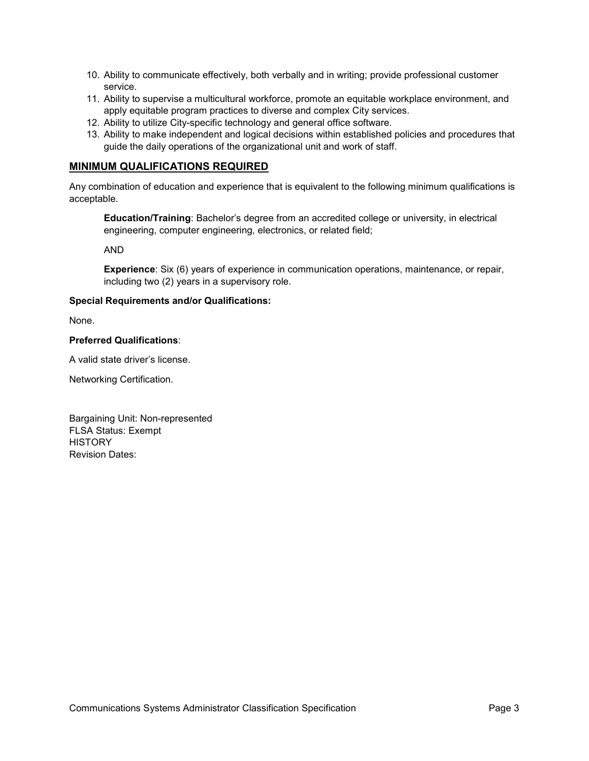10. Ability to communicate effectively, both verbally and in writing; provide professional customer service.
11. Ability to supervise a multicultural workforce, promote an equitable workplace environment, and apply equitable program practices to diverse and complex City services.
12. Ability to utilize City-specific technology and general office software.
13. Ability to make independent and logical decisions within established policies and procedures that guide the daily operations of the organizational unit and work of staff.

## MINIMUM QUALIFICATIONS REQUIRED

Any combination of education and experience that is equivalent to the following minimum qualifications is acceptable.

> **Education/Training**: Bachelor's degree from an accredited college or university, in electrical engineering, computer engineering, electronics, or related field;
>
> AND
>
> **Experience**: Six (6) years of experience in communication operations, maintenance, or repair, including two (2) years in a supervisory role.

**Special Requirements and/or Qualifications:**

None.

**Preferred Qualifications**:

A valid state driver's license.

Networking Certification.

Bargaining Unit: Non-represented
FLSA Status: Exempt
HISTORY
Revision Dates: